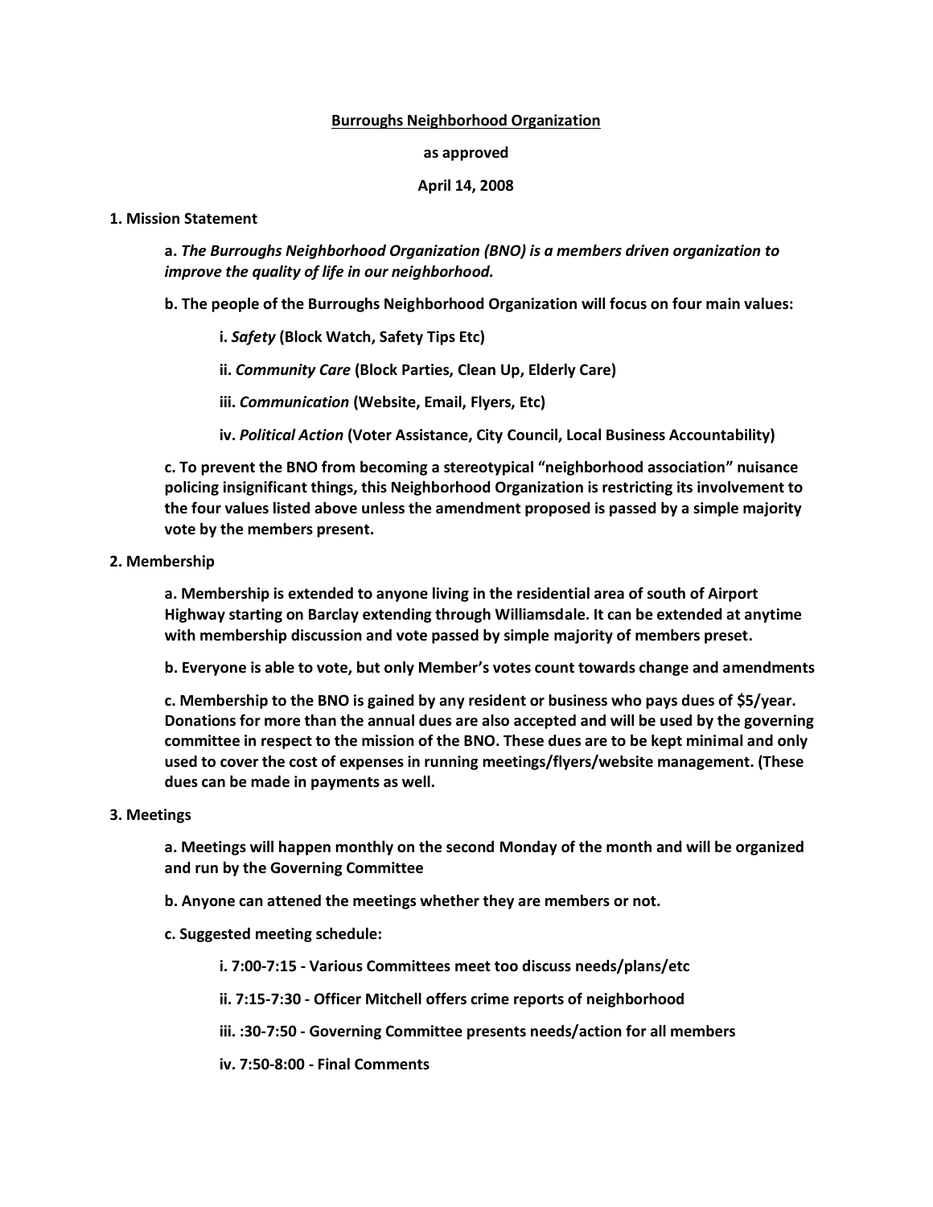**Burroughs Neighborhood Organization**

**as approved**

**April 14, 2008**

**1. Mission Statement**

**a.** ***The Burroughs Neighborhood Organization (BNO) is a members driven organization to improve the quality of life in our neighborhood.***

**b. The people of the Burroughs Neighborhood Organization will focus on four main values:**

**i.** ***Safety*** **(Block Watch, Safety Tips Etc)**

**ii.** ***Community Care*** **(Block Parties, Clean Up, Elderly Care)**

**iii.** ***Communication*** **(Website, Email, Flyers, Etc)**

**iv.** ***Political Action*** **(Voter Assistance, City Council, Local Business Accountability)**

**c. To prevent the BNO from becoming a stereotypical "neighborhood association" nuisance policing insignificant things, this Neighborhood Organization is restricting its involvement to the four values listed above unless the amendment proposed is passed by a simple majority vote by the members present.**

**2. Membership**

**a. Membership is extended to anyone living in the residential area of south of Airport Highway starting on Barclay extending through Williamsdale. It can be extended at anytime with membership discussion and vote passed by simple majority of members preset.**

**b. Everyone is able to vote, but only Member's votes count towards change and amendments**

**c. Membership to the BNO is gained by any resident or business who pays dues of $5/year. Donations for more than the annual dues are also accepted and will be used by the governing committee in respect to the mission of the BNO. These dues are to be kept minimal and only used to cover the cost of expenses in running meetings/flyers/website management. (These dues can be made in payments as well.**

**3. Meetings**

**a. Meetings will happen monthly on the second Monday of the month and will be organized and run by the Governing Committee**

**b. Anyone can attened the meetings whether they are members or not.**

**c. Suggested meeting schedule:**

**i. 7:00-7:15 - Various Committees meet too discuss needs/plans/etc**

**ii. 7:15-7:30 - Officer Mitchell offers crime reports of neighborhood**

**iii. :30-7:50 - Governing Committee presents needs/action for all members**

**iv. 7:50-8:00 - Final Comments**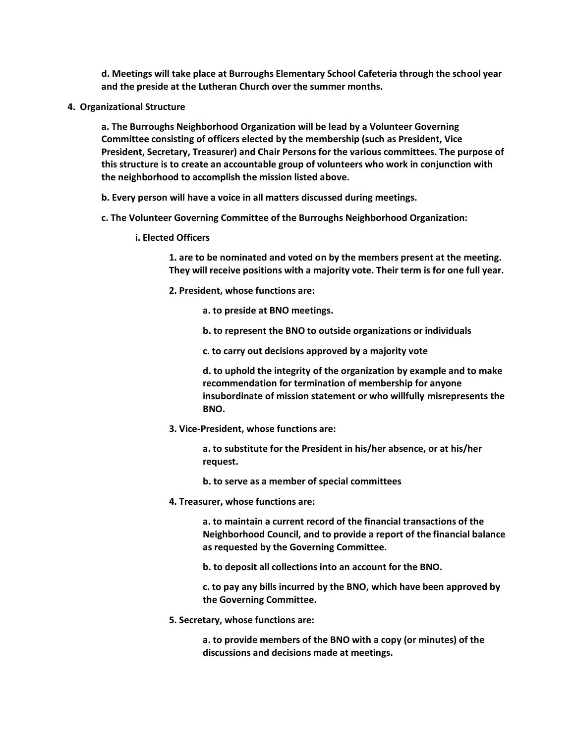**d. Meetings will take place at Burroughs Elementary School Cafeteria through the school year and the preside at the Lutheran Church over the summer months.**

**4. Organizational Structure**

**a. The Burroughs Neighborhood Organization will be lead by a Volunteer Governing Committee consisting of officers elected by the membership (such as President, Vice President, Secretary, Treasurer) and Chair Persons for the various committees. The purpose of this structure is to create an accountable group of volunteers who work in conjunction with the neighborhood to accomplish the mission listed above.**

**b. Every person will have a voice in all matters discussed during meetings.**

**c. The Volunteer Governing Committee of the Burroughs Neighborhood Organization:**

**i. Elected Officers**

**1. are to be nominated and voted on by the members present at the meeting. They will receive positions with a majority vote. Their term is for one full year.**

**2. President, whose functions are:**

**a. to preside at BNO meetings.**

**b. to represent the BNO to outside organizations or individuals**

**c. to carry out decisions approved by a majority vote**

**d. to uphold the integrity of the organization by example and to make recommendation for termination of membership for anyone insubordinate of mission statement or who willfully misrepresents the BNO.**

**3. Vice-President, whose functions are:**

**a. to substitute for the President in his/her absence, or at his/her request.**

**b. to serve as a member of special committees**

**4. Treasurer, whose functions are:**

**a. to maintain a current record of the financial transactions of the Neighborhood Council, and to provide a report of the financial balance as requested by the Governing Committee.**

**b. to deposit all collections into an account for the BNO.**

**c. to pay any bills incurred by the BNO, which have been approved by the Governing Committee.**

**5. Secretary, whose functions are:**

**a. to provide members of the BNO with a copy (or minutes) of the discussions and decisions made at meetings.**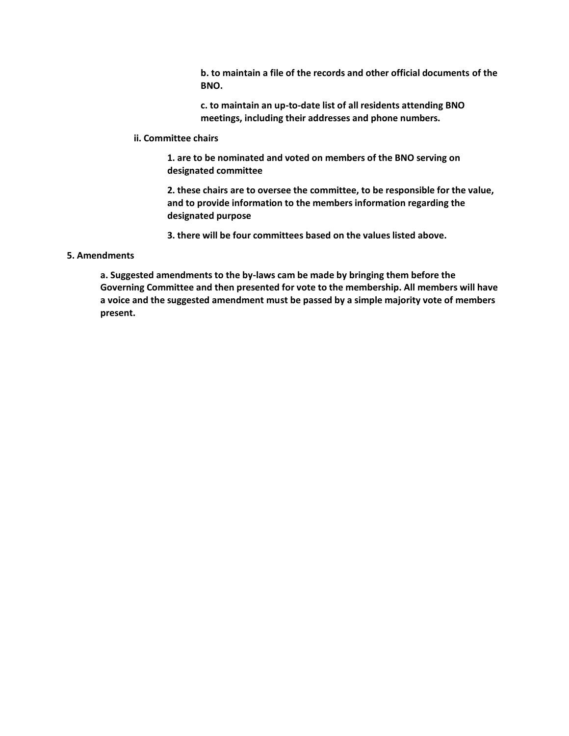**b. to maintain a file of the records and other official documents of the BNO.**

**c. to maintain an up-to-date list of all residents attending BNO meetings, including their addresses and phone numbers.**

**ii. Committee chairs**

**1. are to be nominated and voted on members of the BNO serving on designated committee**

**2. these chairs are to oversee the committee, to be responsible for the value, and to provide information to the members information regarding the designated purpose**

**3. there will be four committees based on the values listed above.**

**5. Amendments**

**a. Suggested amendments to the by-laws cam be made by bringing them before the Governing Committee and then presented for vote to the membership. All members will have a voice and the suggested amendment must be passed by a simple majority vote of members present.**